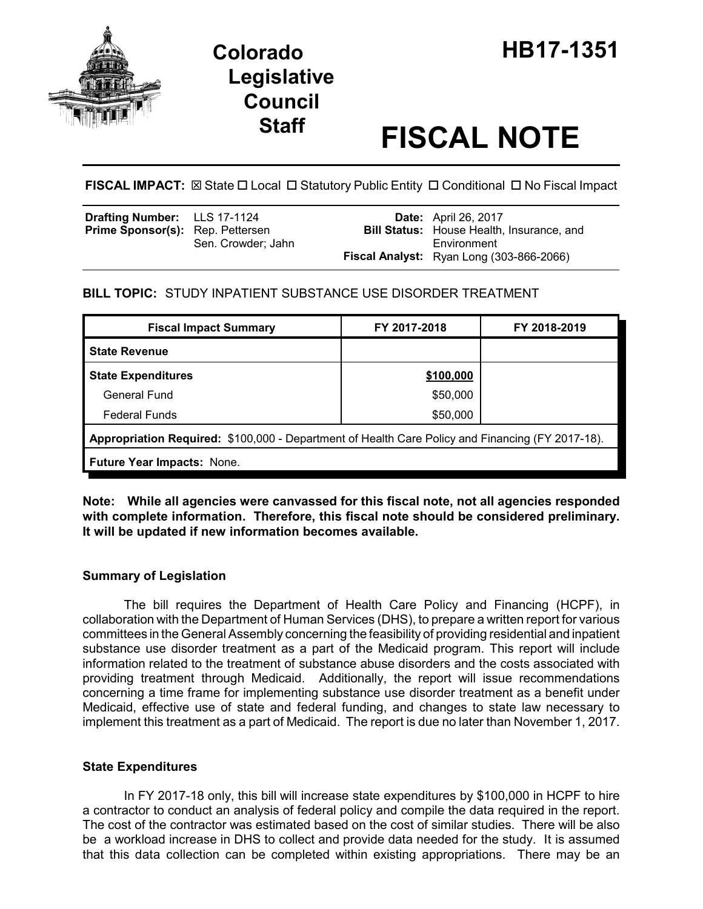# Colorado Legislative Council Staff

# HB17-1351

# FISCAL NOTE

**FISCAL IMPACT:** ☒ State ☐ Local ☐ Statutory Public Entity ☐ Conditional ☐ No Fiscal Impact

| | | | |
|---|---|---|---|
| **Drafting Number:** | LLS 17-1124 | **Date:** | April 26, 2017 |
| **Prime Sponsor(s):** | Rep. Pettersen<br>Sen. Crowder; Jahn | **Bill Status:** | House Health, Insurance, and Environment |
| | | **Fiscal Analyst:** | Ryan Long (303-866-2066) |

**BILL TOPIC:** STUDY INPATIENT SUBSTANCE USE DISORDER TREATMENT

| Fiscal Impact Summary | FY 2017-2018 | FY 2018-2019 |
|---|---|---|
| **State Revenue** | | |
| **State Expenditures** | **$100,000** | |
| General Fund | $50,000 | |
| Federal Funds | $50,000 | |
| **Appropriation Required:** $100,000 - Department of Health Care Policy and Financing (FY 2017-18). | | |
| **Future Year Impacts:** None. | | |

**Note: While all agencies were canvassed for this fiscal note, not all agencies responded with complete information. Therefore, this fiscal note should be considered preliminary. It will be updated if new information becomes available.**

### Summary of Legislation

The bill requires the Department of Health Care Policy and Financing (HCPF), in collaboration with the Department of Human Services (DHS), to prepare a written report for various committees in the General Assembly concerning the feasibility of providing residential and inpatient substance use disorder treatment as a part of the Medicaid program. This report will include information related to the treatment of substance abuse disorders and the costs associated with providing treatment through Medicaid. Additionally, the report will issue recommendations concerning a time frame for implementing substance use disorder treatment as a benefit under Medicaid, effective use of state and federal funding, and changes to state law necessary to implement this treatment as a part of Medicaid. The report is due no later than November 1, 2017.

### State Expenditures

In FY 2017-18 only, this bill will increase state expenditures by $100,000 in HCPF to hire a contractor to conduct an analysis of federal policy and compile the data required in the report. The cost of the contractor was estimated based on the cost of similar studies. There will be also be a workload increase in DHS to collect and provide data needed for the study. It is assumed that this data collection can be completed within existing appropriations. There may be an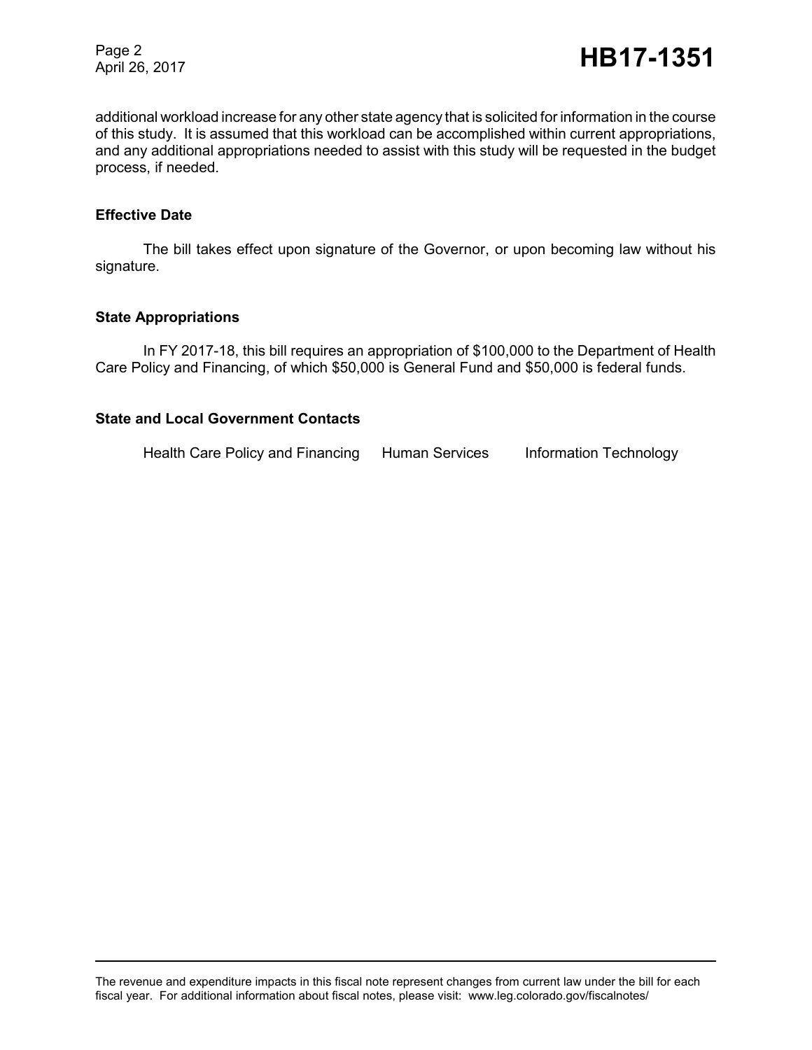additional workload increase for any other state agency that is solicited for information in the course of this study. It is assumed that this workload can be accomplished within current appropriations, and any additional appropriations needed to assist with this study will be requested in the budget process, if needed.

**Effective Date**

The bill takes effect upon signature of the Governor, or upon becoming law without his signature.

**State Appropriations**

In FY 2017-18, this bill requires an appropriation of $100,000 to the Department of Health Care Policy and Financing, of which $50,000 is General Fund and $50,000 is federal funds.

**State and Local Government Contacts**

Health Care Policy and Financing     Human Services     Information Technology

The revenue and expenditure impacts in this fiscal note represent changes from current law under the bill for each fiscal year. For additional information about fiscal notes, please visit: www.leg.colorado.gov/fiscalnotes/